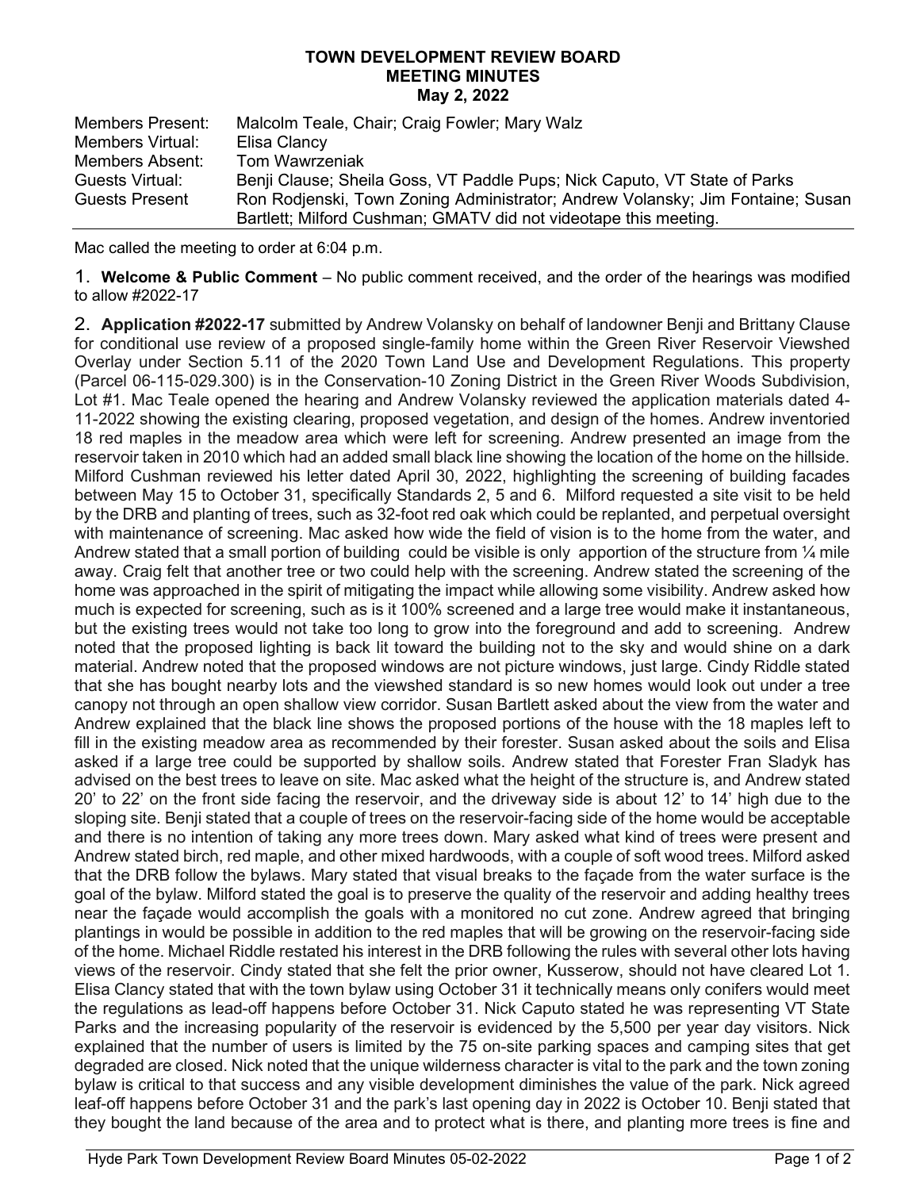**TOWN DEVELOPMENT REVIEW BOARD**
**MEETING MINUTES**
**May 2, 2022**

| | |
|---|---|
| Members Present: | Malcolm Teale, Chair; Craig Fowler; Mary Walz |
| Members Virtual: | Elisa Clancy |
| Members Absent: | Tom Wawrzeniak |
| Guests Virtual: | Benji Clause; Sheila Goss, VT Paddle Pups; Nick Caputo, VT State of Parks |
| Guests Present | Ron Rodjenski, Town Zoning Administrator; Andrew Volansky; Jim Fontaine; Susan Bartlett; Milford Cushman; GMATV did not videotape this meeting. |

Mac called the meeting to order at 6:04 p.m.

1. **Welcome & Public Comment** – No public comment received, and the order of the hearings was modified to allow #2022-17

2. **Application #2022-17** submitted by Andrew Volansky on behalf of landowner Benji and Brittany Clause for conditional use review of a proposed single-family home within the Green River Reservoir Viewshed Overlay under Section 5.11 of the 2020 Town Land Use and Development Regulations. This property (Parcel 06-115-029.300) is in the Conservation-10 Zoning District in the Green River Woods Subdivision, Lot #1. Mac Teale opened the hearing and Andrew Volansky reviewed the application materials dated 4-11-2022 showing the existing clearing, proposed vegetation, and design of the homes. Andrew inventoried 18 red maples in the meadow area which were left for screening. Andrew presented an image from the reservoir taken in 2010 which had an added small black line showing the location of the home on the hillside. Milford Cushman reviewed his letter dated April 30, 2022, highlighting the screening of building facades between May 15 to October 31, specifically Standards 2, 5 and 6. Milford requested a site visit to be held by the DRB and planting of trees, such as 32-foot red oak which could be replanted, and perpetual oversight with maintenance of screening. Mac asked how wide the field of vision is to the home from the water, and Andrew stated that a small portion of building could be visible is only apportion of the structure from ¼ mile away. Craig felt that another tree or two could help with the screening. Andrew stated the screening of the home was approached in the spirit of mitigating the impact while allowing some visibility. Andrew asked how much is expected for screening, such as is it 100% screened and a large tree would make it instantaneous, but the existing trees would not take too long to grow into the foreground and add to screening. Andrew noted that the proposed lighting is back lit toward the building not to the sky and would shine on a dark material. Andrew noted that the proposed windows are not picture windows, just large. Cindy Riddle stated that she has bought nearby lots and the viewshed standard is so new homes would look out under a tree canopy not through an open shallow view corridor. Susan Bartlett asked about the view from the water and Andrew explained that the black line shows the proposed portions of the house with the 18 maples left to fill in the existing meadow area as recommended by their forester. Susan asked about the soils and Elisa asked if a large tree could be supported by shallow soils. Andrew stated that Forester Fran Sladyk has advised on the best trees to leave on site. Mac asked what the height of the structure is, and Andrew stated 20' to 22' on the front side facing the reservoir, and the driveway side is about 12' to 14' high due to the sloping site. Benji stated that a couple of trees on the reservoir-facing side of the home would be acceptable and there is no intention of taking any more trees down. Mary asked what kind of trees were present and Andrew stated birch, red maple, and other mixed hardwoods, with a couple of soft wood trees. Milford asked that the DRB follow the bylaws. Mary stated that visual breaks to the façade from the water surface is the goal of the bylaw. Milford stated the goal is to preserve the quality of the reservoir and adding healthy trees near the façade would accomplish the goals with a monitored no cut zone. Andrew agreed that bringing plantings in would be possible in addition to the red maples that will be growing on the reservoir-facing side of the home. Michael Riddle restated his interest in the DRB following the rules with several other lots having views of the reservoir. Cindy stated that she felt the prior owner, Kusserow, should not have cleared Lot 1. Elisa Clancy stated that with the town bylaw using October 31 it technically means only conifers would meet the regulations as lead-off happens before October 31. Nick Caputo stated he was representing VT State Parks and the increasing popularity of the reservoir is evidenced by the 5,500 per year day visitors. Nick explained that the number of users is limited by the 75 on-site parking spaces and camping sites that get degraded are closed. Nick noted that the unique wilderness character is vital to the park and the town zoning bylaw is critical to that success and any visible development diminishes the value of the park. Nick agreed leaf-off happens before October 31 and the park's last opening day in 2022 is October 10. Benji stated that they bought the land because of the area and to protect what is there, and planting more trees is fine and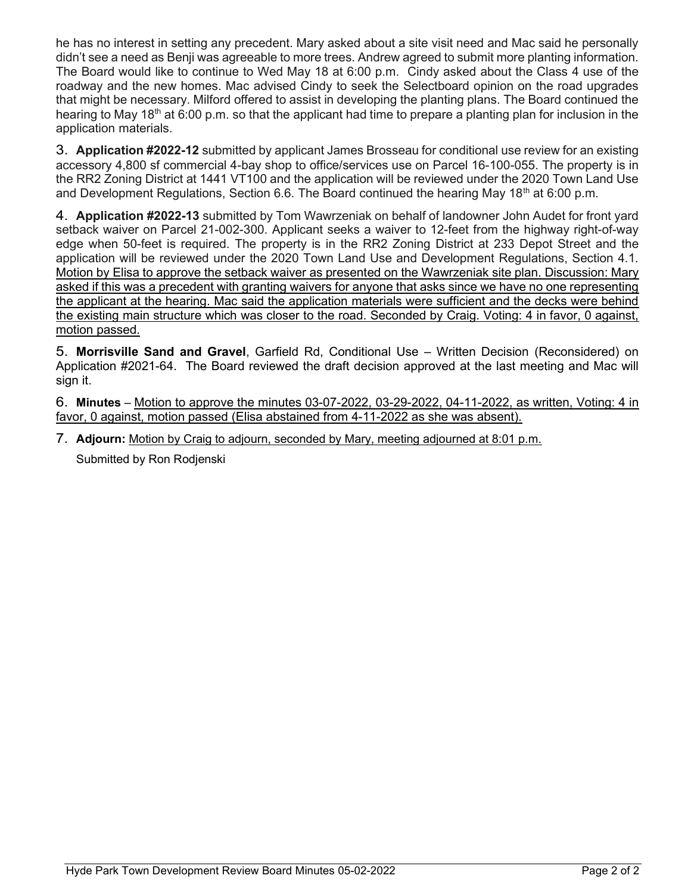he has no interest in setting any precedent. Mary asked about a site visit need and Mac said he personally didn't see a need as Benji was agreeable to more trees. Andrew agreed to submit more planting information. The Board would like to continue to Wed May 18 at 6:00 p.m. Cindy asked about the Class 4 use of the roadway and the new homes. Mac advised Cindy to seek the Selectboard opinion on the road upgrades that might be necessary. Milford offered to assist in developing the planting plans. The Board continued the hearing to May 18th at 6:00 p.m. so that the applicant had time to prepare a planting plan for inclusion in the application materials.

3. **Application #2022-12** submitted by applicant James Brosseau for conditional use review for an existing accessory 4,800 sf commercial 4-bay shop to office/services use on Parcel 16-100-055. The property is in the RR2 Zoning District at 1441 VT100 and the application will be reviewed under the 2020 Town Land Use and Development Regulations, Section 6.6. The Board continued the hearing May 18th at 6:00 p.m.

4. **Application #2022-13** submitted by Tom Wawrzeniak on behalf of landowner John Audet for front yard setback waiver on Parcel 21-002-300. Applicant seeks a waiver to 12-feet from the highway right-of-way edge when 50-feet is required. The property is in the RR2 Zoning District at 233 Depot Street and the application will be reviewed under the 2020 Town Land Use and Development Regulations, Section 4.1. <u>Motion by Elisa to approve the setback waiver as presented on the Wawrzeniak site plan. Discussion: Mary asked if this was a precedent with granting waivers for anyone that asks since we have no one representing the applicant at the hearing. Mac said the application materials were sufficient and the decks were behind the existing main structure which was closer to the road. Seconded by Craig. Voting: 4 in favor, 0 against, motion passed.</u>

5. **Morrisville Sand and Gravel**, Garfield Rd, Conditional Use – Written Decision (Reconsidered) on Application #2021-64. The Board reviewed the draft decision approved at the last meeting and Mac will sign it.

6. **Minutes** – <u>Motion to approve the minutes 03-07-2022, 03-29-2022, 04-11-2022, as written, Voting: 4 in favor, 0 against, motion passed (Elisa abstained from 4-11-2022 as she was absent).</u>

7. **Adjourn:** <u>Motion by Craig to adjourn, seconded by Mary, meeting adjourned at 8:01 p.m.</u>

Submitted by Ron Rodjenski